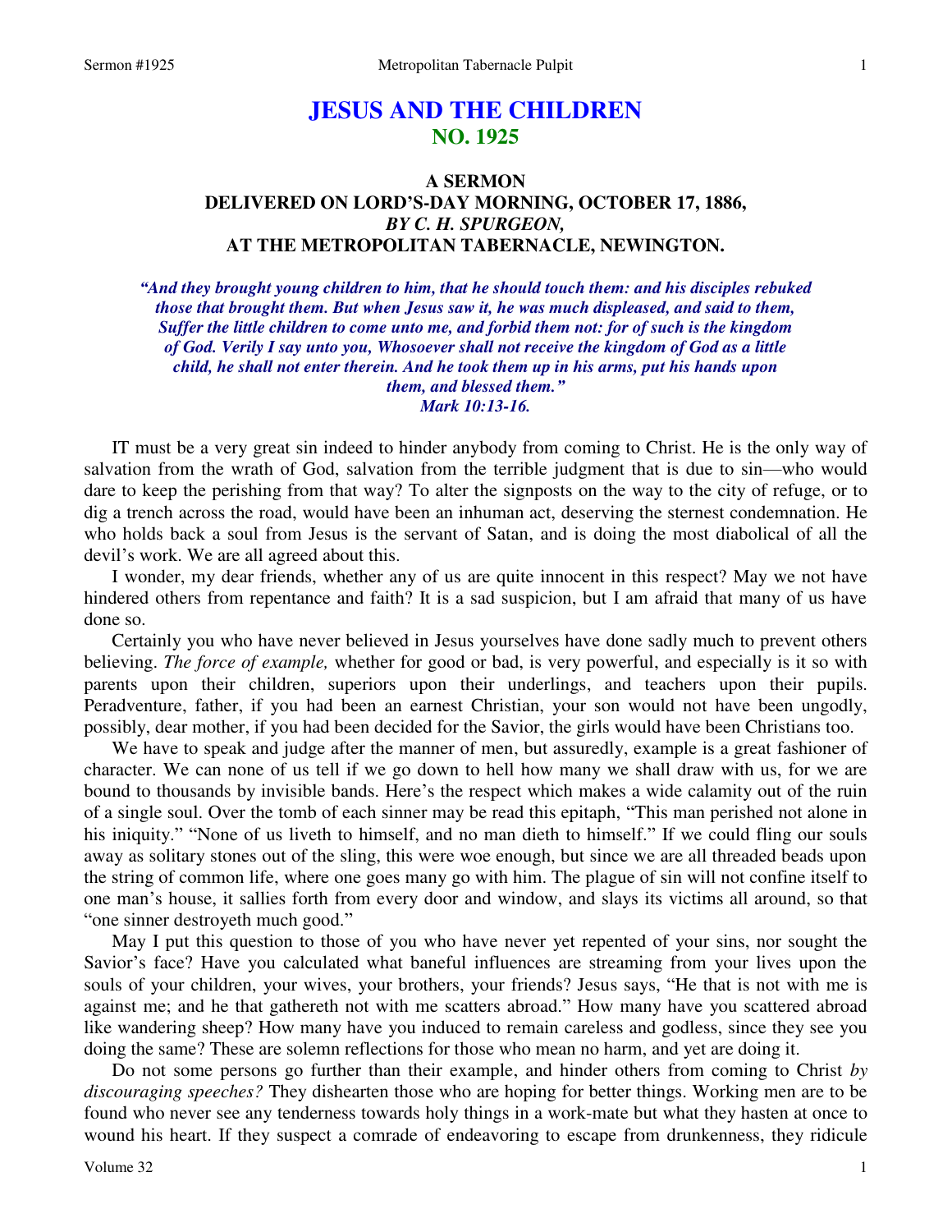# JESUS AND THE CHILDREN
## NO. 1925

### A SERMON
### DELIVERED ON LORD'S-DAY MORNING, OCTOBER 17, 1886,
### *BY C. H. SPURGEON,*
### AT THE METROPOLITAN TABERNACLE, NEWINGTON.

*"And they brought young children to him, that he should touch them: and his disciples rebuked those that brought them. But when Jesus saw it, he was much displeased, and said to them, Suffer the little children to come unto me, and forbid them not: for of such is the kingdom of God. Verily I say unto you, Whosoever shall not receive the kingdom of God as a little child, he shall not enter therein. And he took them up in his arms, put his hands upon them, and blessed them."*
*Mark 10:13-16.*

IT must be a very great sin indeed to hinder anybody from coming to Christ. He is the only way of salvation from the wrath of God, salvation from the terrible judgment that is due to sin—who would dare to keep the perishing from that way? To alter the signposts on the way to the city of refuge, or to dig a trench across the road, would have been an inhuman act, deserving the sternest condemnation. He who holds back a soul from Jesus is the servant of Satan, and is doing the most diabolical of all the devil's work. We are all agreed about this.

I wonder, my dear friends, whether any of us are quite innocent in this respect? May we not have hindered others from repentance and faith? It is a sad suspicion, but I am afraid that many of us have done so.

Certainly you who have never believed in Jesus yourselves have done sadly much to prevent others believing. *The force of example,* whether for good or bad, is very powerful, and especially is it so with parents upon their children, superiors upon their underlings, and teachers upon their pupils. Peradventure, father, if you had been an earnest Christian, your son would not have been ungodly, possibly, dear mother, if you had been decided for the Savior, the girls would have been Christians too.

We have to speak and judge after the manner of men, but assuredly, example is a great fashioner of character. We can none of us tell if we go down to hell how many we shall draw with us, for we are bound to thousands by invisible bands. Here's the respect which makes a wide calamity out of the ruin of a single soul. Over the tomb of each sinner may be read this epitaph, "This man perished not alone in his iniquity." "None of us liveth to himself, and no man dieth to himself." If we could fling our souls away as solitary stones out of the sling, this were woe enough, but since we are all threaded beads upon the string of common life, where one goes many go with him. The plague of sin will not confine itself to one man's house, it sallies forth from every door and window, and slays its victims all around, so that "one sinner destroyeth much good."

May I put this question to those of you who have never yet repented of your sins, nor sought the Savior's face? Have you calculated what baneful influences are streaming from your lives upon the souls of your children, your wives, your brothers, your friends? Jesus says, "He that is not with me is against me; and he that gathereth not with me scatters abroad." How many have you scattered abroad like wandering sheep? How many have you induced to remain careless and godless, since they see you doing the same? These are solemn reflections for those who mean no harm, and yet are doing it.

Do not some persons go further than their example, and hinder others from coming to Christ *by discouraging speeches?* They dishearten those who are hoping for better things. Working men are to be found who never see any tenderness towards holy things in a work-mate but what they hasten at once to wound his heart. If they suspect a comrade of endeavoring to escape from drunkenness, they ridicule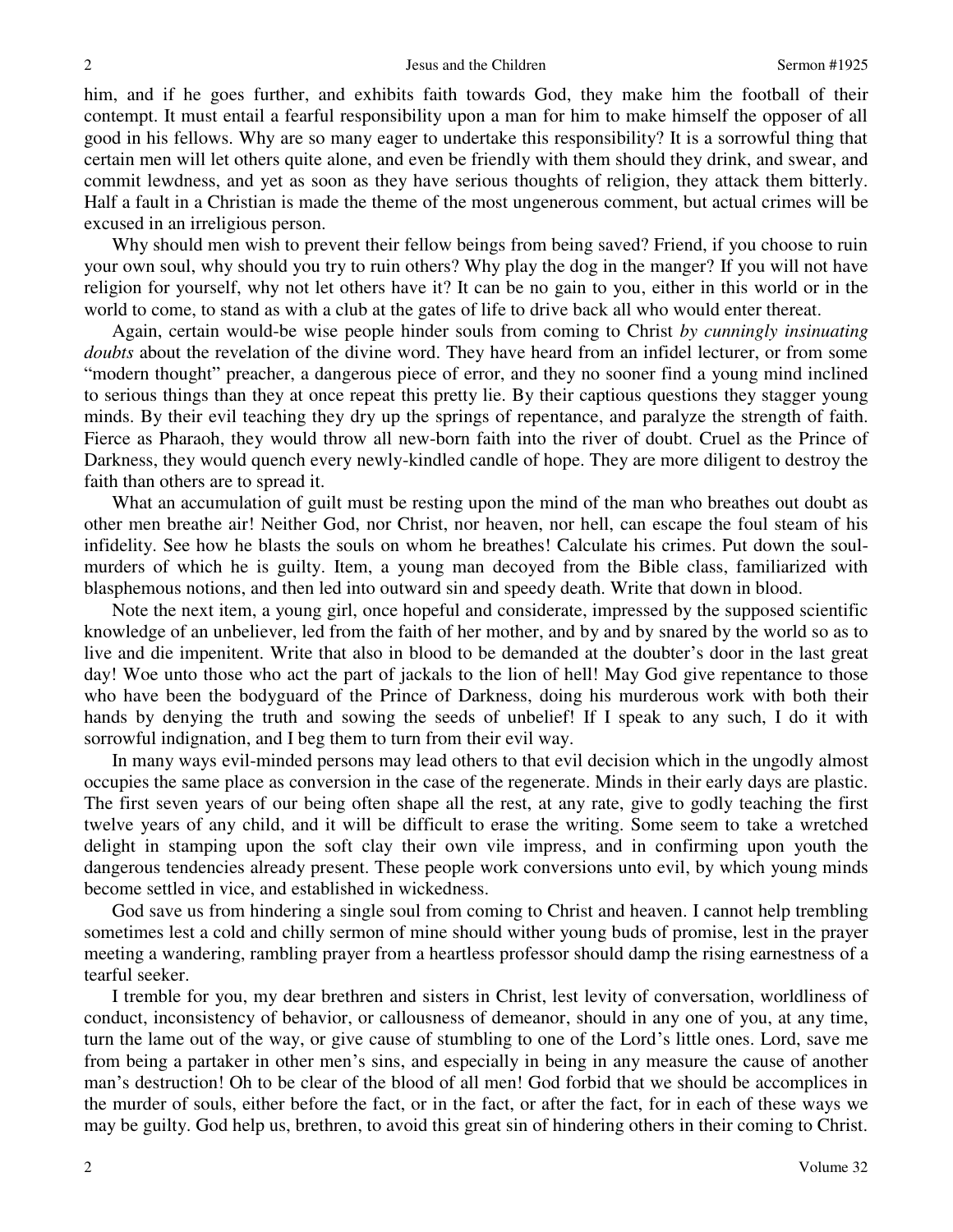him, and if he goes further, and exhibits faith towards God, they make him the football of their contempt. It must entail a fearful responsibility upon a man for him to make himself the opposer of all good in his fellows. Why are so many eager to undertake this responsibility? It is a sorrowful thing that certain men will let others quite alone, and even be friendly with them should they drink, and swear, and commit lewdness, and yet as soon as they have serious thoughts of religion, they attack them bitterly. Half a fault in a Christian is made the theme of the most ungenerous comment, but actual crimes will be excused in an irreligious person.

Why should men wish to prevent their fellow beings from being saved? Friend, if you choose to ruin your own soul, why should you try to ruin others? Why play the dog in the manger? If you will not have religion for yourself, why not let others have it? It can be no gain to you, either in this world or in the world to come, to stand as with a club at the gates of life to drive back all who would enter thereat.

Again, certain would-be wise people hinder souls from coming to Christ *by cunningly insinuating doubts* about the revelation of the divine word. They have heard from an infidel lecturer, or from some "modern thought" preacher, a dangerous piece of error, and they no sooner find a young mind inclined to serious things than they at once repeat this pretty lie. By their captious questions they stagger young minds. By their evil teaching they dry up the springs of repentance, and paralyze the strength of faith. Fierce as Pharaoh, they would throw all new-born faith into the river of doubt. Cruel as the Prince of Darkness, they would quench every newly-kindled candle of hope. They are more diligent to destroy the faith than others are to spread it.

What an accumulation of guilt must be resting upon the mind of the man who breathes out doubt as other men breathe air! Neither God, nor Christ, nor heaven, nor hell, can escape the foul steam of his infidelity. See how he blasts the souls on whom he breathes! Calculate his crimes. Put down the soul-murders of which he is guilty. Item, a young man decoyed from the Bible class, familiarized with blasphemous notions, and then led into outward sin and speedy death. Write that down in blood.

Note the next item, a young girl, once hopeful and considerate, impressed by the supposed scientific knowledge of an unbeliever, led from the faith of her mother, and by and by snared by the world so as to live and die impenitent. Write that also in blood to be demanded at the doubter's door in the last great day! Woe unto those who act the part of jackals to the lion of hell! May God give repentance to those who have been the bodyguard of the Prince of Darkness, doing his murderous work with both their hands by denying the truth and sowing the seeds of unbelief! If I speak to any such, I do it with sorrowful indignation, and I beg them to turn from their evil way.

In many ways evil-minded persons may lead others to that evil decision which in the ungodly almost occupies the same place as conversion in the case of the regenerate. Minds in their early days are plastic. The first seven years of our being often shape all the rest, at any rate, give to godly teaching the first twelve years of any child, and it will be difficult to erase the writing. Some seem to take a wretched delight in stamping upon the soft clay their own vile impress, and in confirming upon youth the dangerous tendencies already present. These people work conversions unto evil, by which young minds become settled in vice, and established in wickedness.

God save us from hindering a single soul from coming to Christ and heaven. I cannot help trembling sometimes lest a cold and chilly sermon of mine should wither young buds of promise, lest in the prayer meeting a wandering, rambling prayer from a heartless professor should damp the rising earnestness of a tearful seeker.

I tremble for you, my dear brethren and sisters in Christ, lest levity of conversation, worldliness of conduct, inconsistency of behavior, or callousness of demeanor, should in any one of you, at any time, turn the lame out of the way, or give cause of stumbling to one of the Lord's little ones. Lord, save me from being a partaker in other men's sins, and especially in being in any measure the cause of another man's destruction! Oh to be clear of the blood of all men! God forbid that we should be accomplices in the murder of souls, either before the fact, or in the fact, or after the fact, for in each of these ways we may be guilty. God help us, brethren, to avoid this great sin of hindering others in their coming to Christ.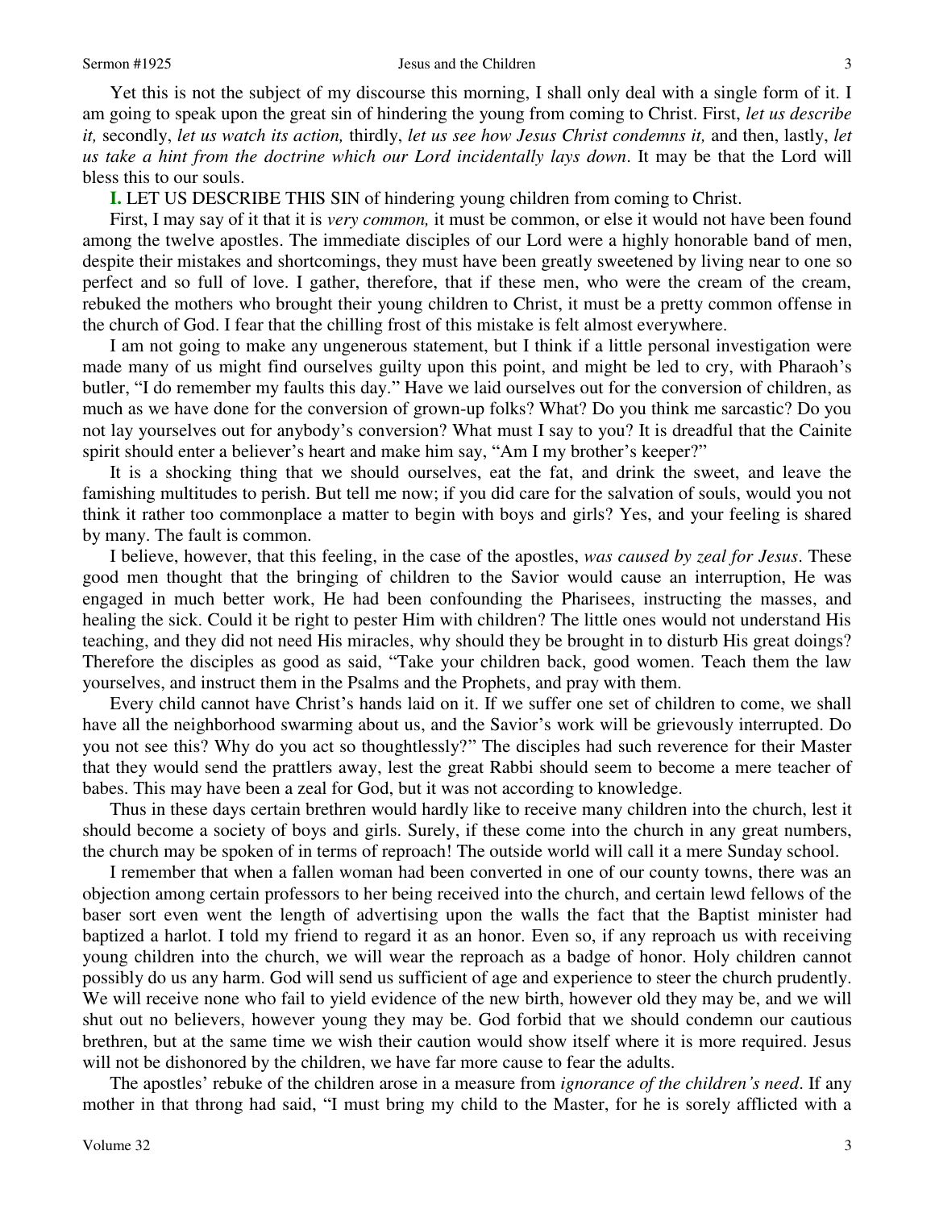Yet this is not the subject of my discourse this morning, I shall only deal with a single form of it. I am going to speak upon the great sin of hindering the young from coming to Christ. First, *let us describe it,* secondly, *let us watch its action,* thirdly, *let us see how Jesus Christ condemns it,* and then, lastly, *let us take a hint from the doctrine which our Lord incidentally lays down*. It may be that the Lord will bless this to our souls.

**I.** LET US DESCRIBE THIS SIN of hindering young children from coming to Christ.

First, I may say of it that it is *very common,* it must be common, or else it would not have been found among the twelve apostles. The immediate disciples of our Lord were a highly honorable band of men, despite their mistakes and shortcomings, they must have been greatly sweetened by living near to one so perfect and so full of love. I gather, therefore, that if these men, who were the cream of the cream, rebuked the mothers who brought their young children to Christ, it must be a pretty common offense in the church of God. I fear that the chilling frost of this mistake is felt almost everywhere.

I am not going to make any ungenerous statement, but I think if a little personal investigation were made many of us might find ourselves guilty upon this point, and might be led to cry, with Pharaoh's butler, "I do remember my faults this day." Have we laid ourselves out for the conversion of children, as much as we have done for the conversion of grown-up folks? What? Do you think me sarcastic? Do you not lay yourselves out for anybody's conversion? What must I say to you? It is dreadful that the Cainite spirit should enter a believer's heart and make him say, "Am I my brother's keeper?"

It is a shocking thing that we should ourselves, eat the fat, and drink the sweet, and leave the famishing multitudes to perish. But tell me now; if you did care for the salvation of souls, would you not think it rather too commonplace a matter to begin with boys and girls? Yes, and your feeling is shared by many. The fault is common.

I believe, however, that this feeling, in the case of the apostles, *was caused by zeal for Jesus*. These good men thought that the bringing of children to the Savior would cause an interruption, He was engaged in much better work, He had been confounding the Pharisees, instructing the masses, and healing the sick. Could it be right to pester Him with children? The little ones would not understand His teaching, and they did not need His miracles, why should they be brought in to disturb His great doings? Therefore the disciples as good as said, "Take your children back, good women. Teach them the law yourselves, and instruct them in the Psalms and the Prophets, and pray with them.

Every child cannot have Christ's hands laid on it. If we suffer one set of children to come, we shall have all the neighborhood swarming about us, and the Savior's work will be grievously interrupted. Do you not see this? Why do you act so thoughtlessly?" The disciples had such reverence for their Master that they would send the prattlers away, lest the great Rabbi should seem to become a mere teacher of babes. This may have been a zeal for God, but it was not according to knowledge.

Thus in these days certain brethren would hardly like to receive many children into the church, lest it should become a society of boys and girls. Surely, if these come into the church in any great numbers, the church may be spoken of in terms of reproach! The outside world will call it a mere Sunday school.

I remember that when a fallen woman had been converted in one of our county towns, there was an objection among certain professors to her being received into the church, and certain lewd fellows of the baser sort even went the length of advertising upon the walls the fact that the Baptist minister had baptized a harlot. I told my friend to regard it as an honor. Even so, if any reproach us with receiving young children into the church, we will wear the reproach as a badge of honor. Holy children cannot possibly do us any harm. God will send us sufficient of age and experience to steer the church prudently. We will receive none who fail to yield evidence of the new birth, however old they may be, and we will shut out no believers, however young they may be. God forbid that we should condemn our cautious brethren, but at the same time we wish their caution would show itself where it is more required. Jesus will not be dishonored by the children, we have far more cause to fear the adults.

The apostles' rebuke of the children arose in a measure from *ignorance of the children's need*. If any mother in that throng had said, "I must bring my child to the Master, for he is sorely afflicted with a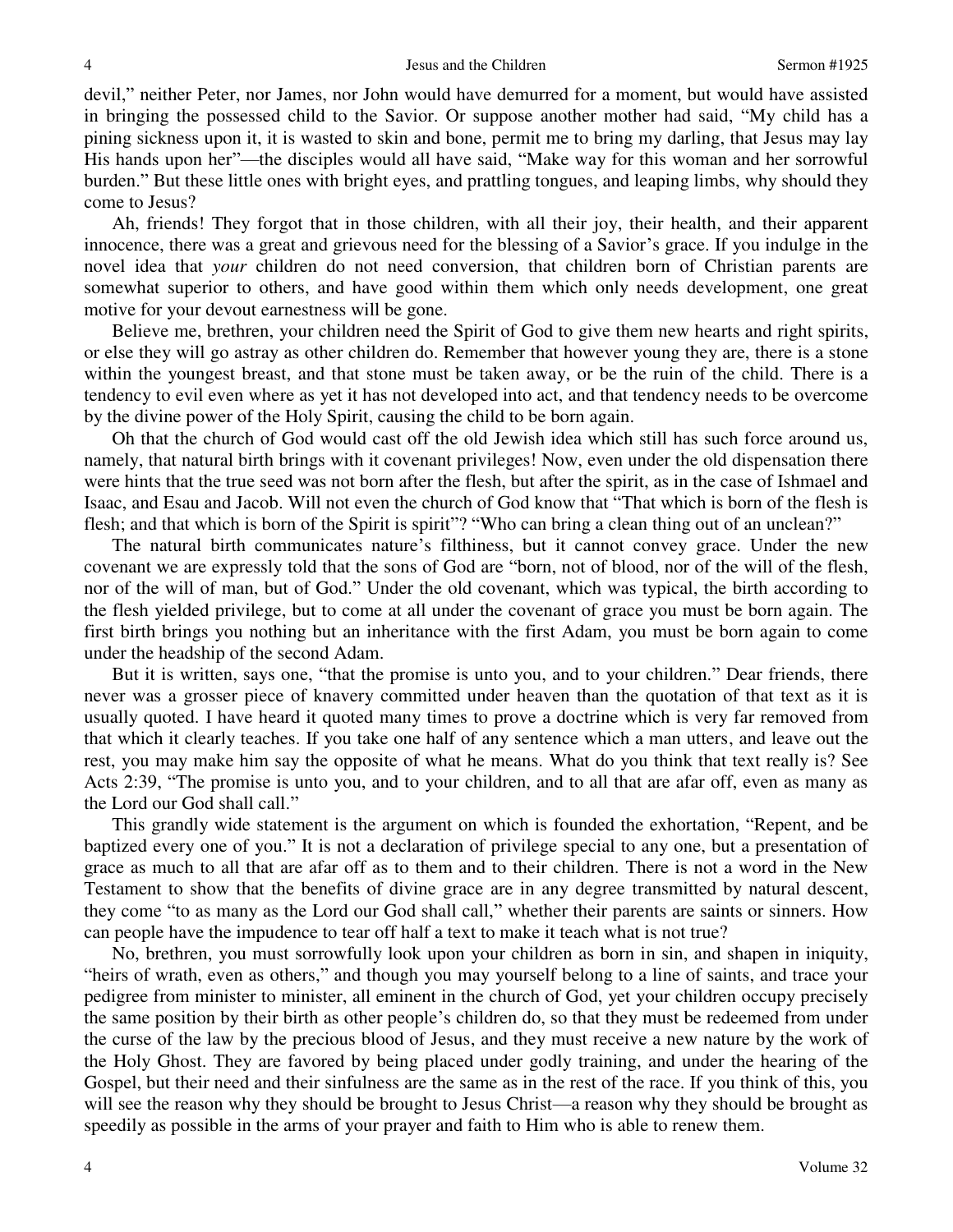devil," neither Peter, nor James, nor John would have demurred for a moment, but would have assisted in bringing the possessed child to the Savior. Or suppose another mother had said, "My child has a pining sickness upon it, it is wasted to skin and bone, permit me to bring my darling, that Jesus may lay His hands upon her"—the disciples would all have said, "Make way for this woman and her sorrowful burden." But these little ones with bright eyes, and prattling tongues, and leaping limbs, why should they come to Jesus?

Ah, friends! They forgot that in those children, with all their joy, their health, and their apparent innocence, there was a great and grievous need for the blessing of a Savior's grace. If you indulge in the novel idea that *your* children do not need conversion, that children born of Christian parents are somewhat superior to others, and have good within them which only needs development, one great motive for your devout earnestness will be gone.

Believe me, brethren, your children need the Spirit of God to give them new hearts and right spirits, or else they will go astray as other children do. Remember that however young they are, there is a stone within the youngest breast, and that stone must be taken away, or be the ruin of the child. There is a tendency to evil even where as yet it has not developed into act, and that tendency needs to be overcome by the divine power of the Holy Spirit, causing the child to be born again.

Oh that the church of God would cast off the old Jewish idea which still has such force around us, namely, that natural birth brings with it covenant privileges! Now, even under the old dispensation there were hints that the true seed was not born after the flesh, but after the spirit, as in the case of Ishmael and Isaac, and Esau and Jacob. Will not even the church of God know that "That which is born of the flesh is flesh; and that which is born of the Spirit is spirit"? "Who can bring a clean thing out of an unclean?"

The natural birth communicates nature's filthiness, but it cannot convey grace. Under the new covenant we are expressly told that the sons of God are "born, not of blood, nor of the will of the flesh, nor of the will of man, but of God." Under the old covenant, which was typical, the birth according to the flesh yielded privilege, but to come at all under the covenant of grace you must be born again. The first birth brings you nothing but an inheritance with the first Adam, you must be born again to come under the headship of the second Adam.

But it is written, says one, "that the promise is unto you, and to your children." Dear friends, there never was a grosser piece of knavery committed under heaven than the quotation of that text as it is usually quoted. I have heard it quoted many times to prove a doctrine which is very far removed from that which it clearly teaches. If you take one half of any sentence which a man utters, and leave out the rest, you may make him say the opposite of what he means. What do you think that text really is? See Acts 2:39, "The promise is unto you, and to your children, and to all that are afar off, even as many as the Lord our God shall call."

This grandly wide statement is the argument on which is founded the exhortation, "Repent, and be baptized every one of you." It is not a declaration of privilege special to any one, but a presentation of grace as much to all that are afar off as to them and to their children. There is not a word in the New Testament to show that the benefits of divine grace are in any degree transmitted by natural descent, they come "to as many as the Lord our God shall call," whether their parents are saints or sinners. How can people have the impudence to tear off half a text to make it teach what is not true?

No, brethren, you must sorrowfully look upon your children as born in sin, and shapen in iniquity, "heirs of wrath, even as others," and though you may yourself belong to a line of saints, and trace your pedigree from minister to minister, all eminent in the church of God, yet your children occupy precisely the same position by their birth as other people's children do, so that they must be redeemed from under the curse of the law by the precious blood of Jesus, and they must receive a new nature by the work of the Holy Ghost. They are favored by being placed under godly training, and under the hearing of the Gospel, but their need and their sinfulness are the same as in the rest of the race. If you think of this, you will see the reason why they should be brought to Jesus Christ—a reason why they should be brought as speedily as possible in the arms of your prayer and faith to Him who is able to renew them.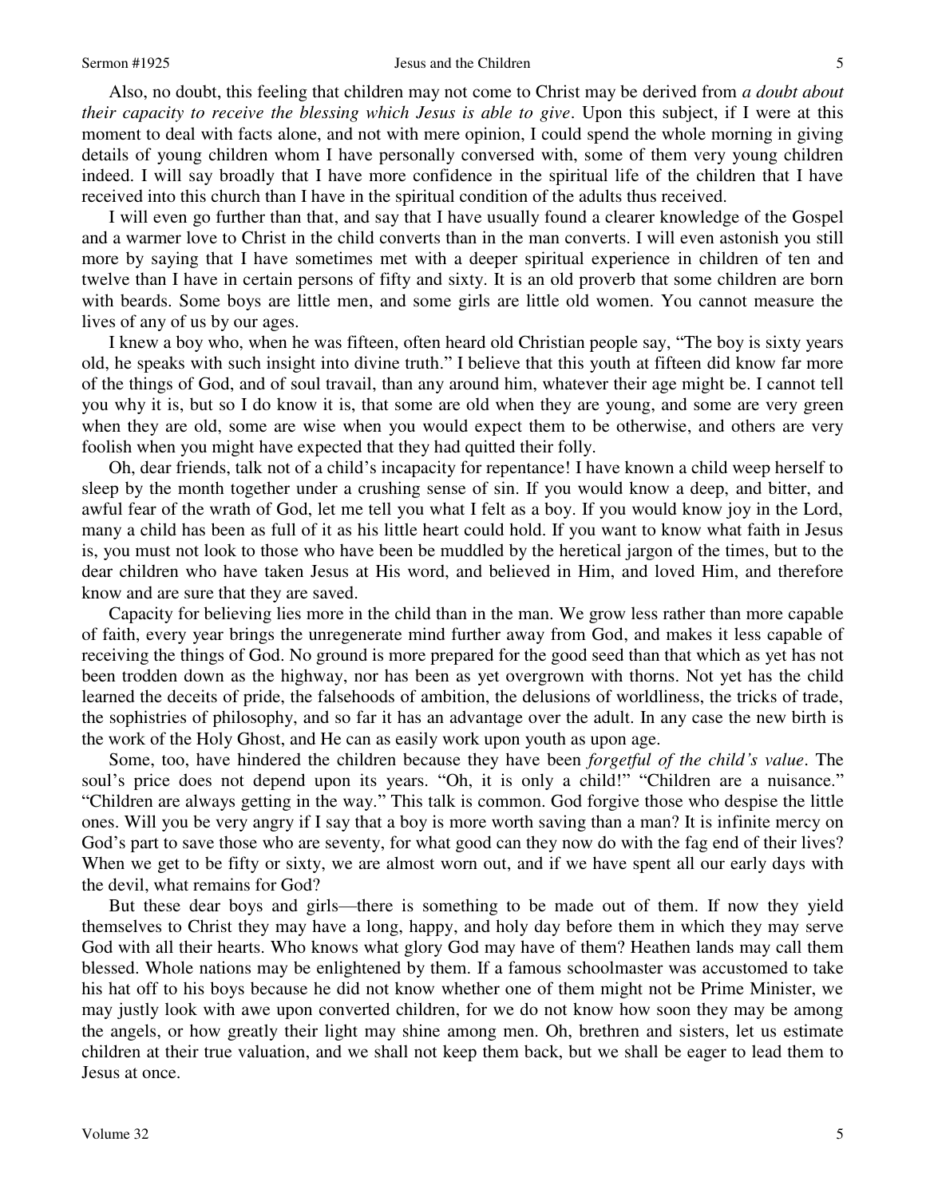Also, no doubt, this feeling that children may not come to Christ may be derived from *a doubt about their capacity to receive the blessing which Jesus is able to give*. Upon this subject, if I were at this moment to deal with facts alone, and not with mere opinion, I could spend the whole morning in giving details of young children whom I have personally conversed with, some of them very young children indeed. I will say broadly that I have more confidence in the spiritual life of the children that I have received into this church than I have in the spiritual condition of the adults thus received.

I will even go further than that, and say that I have usually found a clearer knowledge of the Gospel and a warmer love to Christ in the child converts than in the man converts. I will even astonish you still more by saying that I have sometimes met with a deeper spiritual experience in children of ten and twelve than I have in certain persons of fifty and sixty. It is an old proverb that some children are born with beards. Some boys are little men, and some girls are little old women. You cannot measure the lives of any of us by our ages.

I knew a boy who, when he was fifteen, often heard old Christian people say, "The boy is sixty years old, he speaks with such insight into divine truth." I believe that this youth at fifteen did know far more of the things of God, and of soul travail, than any around him, whatever their age might be. I cannot tell you why it is, but so I do know it is, that some are old when they are young, and some are very green when they are old, some are wise when you would expect them to be otherwise, and others are very foolish when you might have expected that they had quitted their folly.

Oh, dear friends, talk not of a child's incapacity for repentance! I have known a child weep herself to sleep by the month together under a crushing sense of sin. If you would know a deep, and bitter, and awful fear of the wrath of God, let me tell you what I felt as a boy. If you would know joy in the Lord, many a child has been as full of it as his little heart could hold. If you want to know what faith in Jesus is, you must not look to those who have been be muddled by the heretical jargon of the times, but to the dear children who have taken Jesus at His word, and believed in Him, and loved Him, and therefore know and are sure that they are saved.

Capacity for believing lies more in the child than in the man. We grow less rather than more capable of faith, every year brings the unregenerate mind further away from God, and makes it less capable of receiving the things of God. No ground is more prepared for the good seed than that which as yet has not been trodden down as the highway, nor has been as yet overgrown with thorns. Not yet has the child learned the deceits of pride, the falsehoods of ambition, the delusions of worldliness, the tricks of trade, the sophistries of philosophy, and so far it has an advantage over the adult. In any case the new birth is the work of the Holy Ghost, and He can as easily work upon youth as upon age.

Some, too, have hindered the children because they have been *forgetful of the child's value*. The soul's price does not depend upon its years. "Oh, it is only a child!" "Children are a nuisance." "Children are always getting in the way." This talk is common. God forgive those who despise the little ones. Will you be very angry if I say that a boy is more worth saving than a man? It is infinite mercy on God's part to save those who are seventy, for what good can they now do with the fag end of their lives? When we get to be fifty or sixty, we are almost worn out, and if we have spent all our early days with the devil, what remains for God?

But these dear boys and girls—there is something to be made out of them. If now they yield themselves to Christ they may have a long, happy, and holy day before them in which they may serve God with all their hearts. Who knows what glory God may have of them? Heathen lands may call them blessed. Whole nations may be enlightened by them. If a famous schoolmaster was accustomed to take his hat off to his boys because he did not know whether one of them might not be Prime Minister, we may justly look with awe upon converted children, for we do not know how soon they may be among the angels, or how greatly their light may shine among men. Oh, brethren and sisters, let us estimate children at their true valuation, and we shall not keep them back, but we shall be eager to lead them to Jesus at once.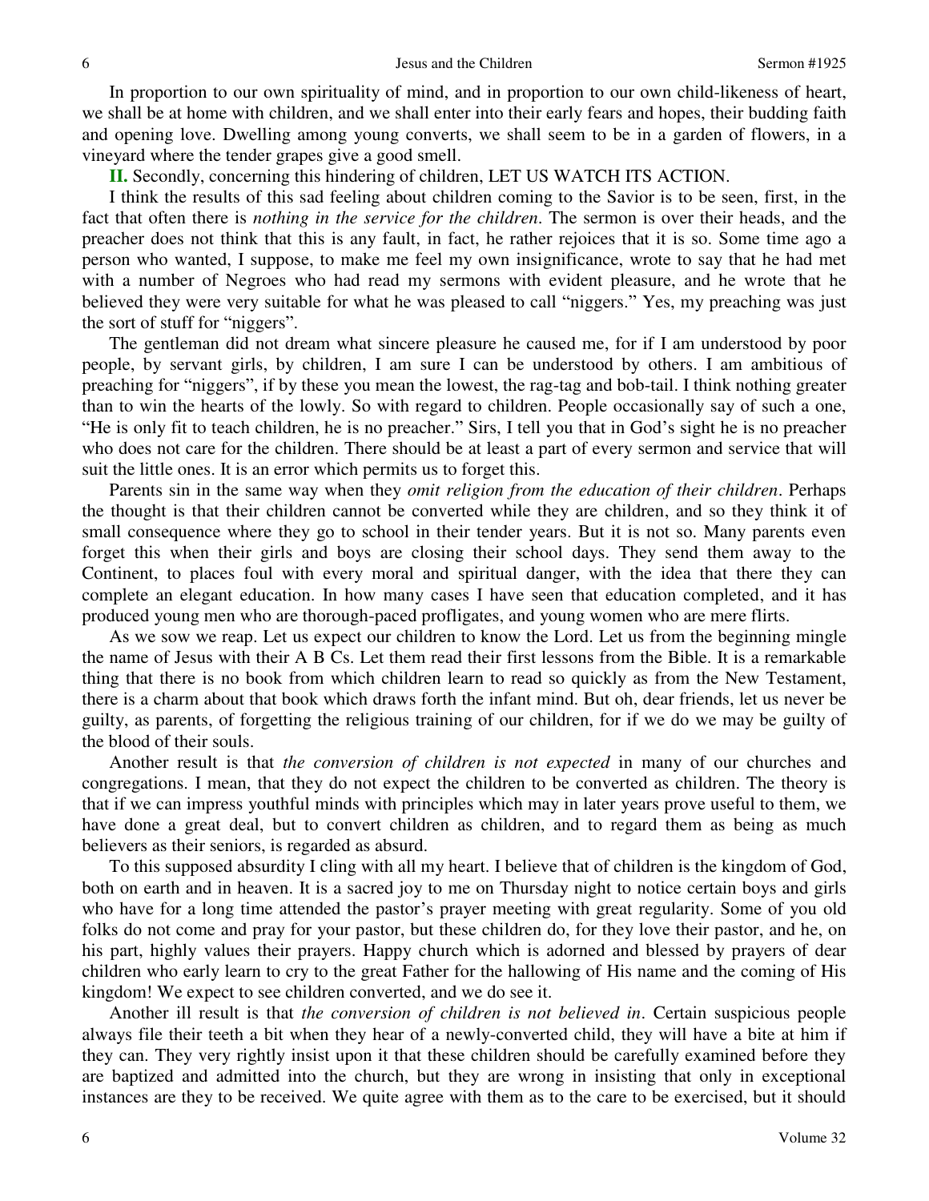In proportion to our own spirituality of mind, and in proportion to our own child-likeness of heart, we shall be at home with children, and we shall enter into their early fears and hopes, their budding faith and opening love. Dwelling among young converts, we shall seem to be in a garden of flowers, in a vineyard where the tender grapes give a good smell.

**II.** Secondly, concerning this hindering of children, LET US WATCH ITS ACTION.

I think the results of this sad feeling about children coming to the Savior is to be seen, first, in the fact that often there is *nothing in the service for the children*. The sermon is over their heads, and the preacher does not think that this is any fault, in fact, he rather rejoices that it is so. Some time ago a person who wanted, I suppose, to make me feel my own insignificance, wrote to say that he had met with a number of Negroes who had read my sermons with evident pleasure, and he wrote that he believed they were very suitable for what he was pleased to call "niggers." Yes, my preaching was just the sort of stuff for "niggers".

The gentleman did not dream what sincere pleasure he caused me, for if I am understood by poor people, by servant girls, by children, I am sure I can be understood by others. I am ambitious of preaching for "niggers", if by these you mean the lowest, the rag-tag and bob-tail. I think nothing greater than to win the hearts of the lowly. So with regard to children. People occasionally say of such a one, "He is only fit to teach children, he is no preacher." Sirs, I tell you that in God's sight he is no preacher who does not care for the children. There should be at least a part of every sermon and service that will suit the little ones. It is an error which permits us to forget this.

Parents sin in the same way when they *omit religion from the education of their children*. Perhaps the thought is that their children cannot be converted while they are children, and so they think it of small consequence where they go to school in their tender years. But it is not so. Many parents even forget this when their girls and boys are closing their school days. They send them away to the Continent, to places foul with every moral and spiritual danger, with the idea that there they can complete an elegant education. In how many cases I have seen that education completed, and it has produced young men who are thorough-paced profligates, and young women who are mere flirts.

As we sow we reap. Let us expect our children to know the Lord. Let us from the beginning mingle the name of Jesus with their A B Cs. Let them read their first lessons from the Bible. It is a remarkable thing that there is no book from which children learn to read so quickly as from the New Testament, there is a charm about that book which draws forth the infant mind. But oh, dear friends, let us never be guilty, as parents, of forgetting the religious training of our children, for if we do we may be guilty of the blood of their souls.

Another result is that *the conversion of children is not expected* in many of our churches and congregations. I mean, that they do not expect the children to be converted as children. The theory is that if we can impress youthful minds with principles which may in later years prove useful to them, we have done a great deal, but to convert children as children, and to regard them as being as much believers as their seniors, is regarded as absurd.

To this supposed absurdity I cling with all my heart. I believe that of children is the kingdom of God, both on earth and in heaven. It is a sacred joy to me on Thursday night to notice certain boys and girls who have for a long time attended the pastor's prayer meeting with great regularity. Some of you old folks do not come and pray for your pastor, but these children do, for they love their pastor, and he, on his part, highly values their prayers. Happy church which is adorned and blessed by prayers of dear children who early learn to cry to the great Father for the hallowing of His name and the coming of His kingdom! We expect to see children converted, and we do see it.

Another ill result is that *the conversion of children is not believed in*. Certain suspicious people always file their teeth a bit when they hear of a newly-converted child, they will have a bite at him if they can. They very rightly insist upon it that these children should be carefully examined before they are baptized and admitted into the church, but they are wrong in insisting that only in exceptional instances are they to be received. We quite agree with them as to the care to be exercised, but it should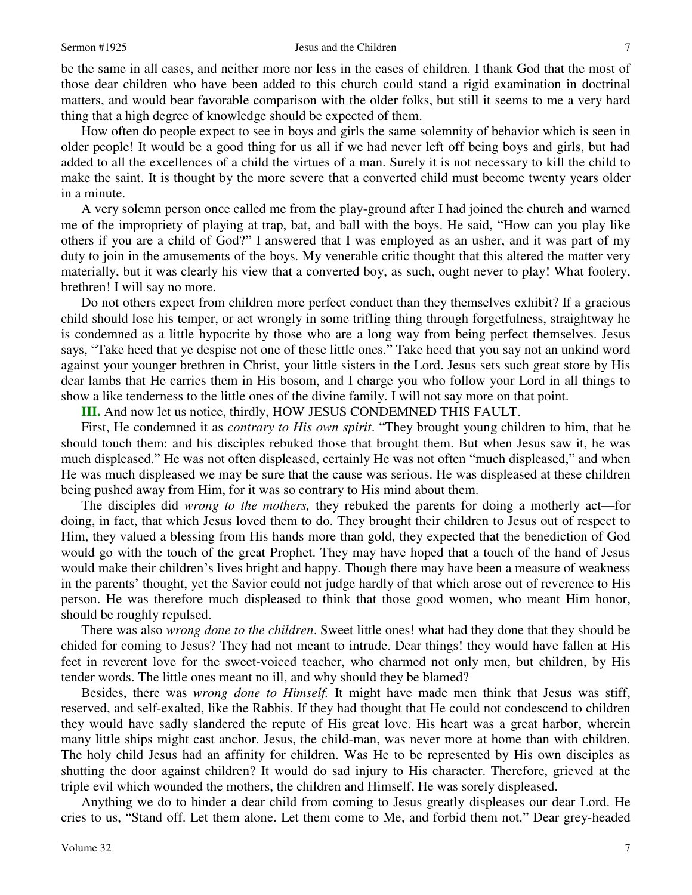be the same in all cases, and neither more nor less in the cases of children. I thank God that the most of those dear children who have been added to this church could stand a rigid examination in doctrinal matters, and would bear favorable comparison with the older folks, but still it seems to me a very hard thing that a high degree of knowledge should be expected of them.

How often do people expect to see in boys and girls the same solemnity of behavior which is seen in older people! It would be a good thing for us all if we had never left off being boys and girls, but had added to all the excellences of a child the virtues of a man. Surely it is not necessary to kill the child to make the saint. It is thought by the more severe that a converted child must become twenty years older in a minute.

A very solemn person once called me from the play-ground after I had joined the church and warned me of the impropriety of playing at trap, bat, and ball with the boys. He said, "How can you play like others if you are a child of God?" I answered that I was employed as an usher, and it was part of my duty to join in the amusements of the boys. My venerable critic thought that this altered the matter very materially, but it was clearly his view that a converted boy, as such, ought never to play! What foolery, brethren! I will say no more.

Do not others expect from children more perfect conduct than they themselves exhibit? If a gracious child should lose his temper, or act wrongly in some trifling thing through forgetfulness, straightway he is condemned as a little hypocrite by those who are a long way from being perfect themselves. Jesus says, "Take heed that ye despise not one of these little ones." Take heed that you say not an unkind word against your younger brethren in Christ, your little sisters in the Lord. Jesus sets such great store by His dear lambs that He carries them in His bosom, and I charge you who follow your Lord in all things to show a like tenderness to the little ones of the divine family. I will not say more on that point.

**III.** And now let us notice, thirdly, HOW JESUS CONDEMNED THIS FAULT.

First, He condemned it as *contrary to His own spirit*. "They brought young children to him, that he should touch them: and his disciples rebuked those that brought them. But when Jesus saw it, he was much displeased." He was not often displeased, certainly He was not often "much displeased," and when He was much displeased we may be sure that the cause was serious. He was displeased at these children being pushed away from Him, for it was so contrary to His mind about them.

The disciples did *wrong to the mothers,* they rebuked the parents for doing a motherly act—for doing, in fact, that which Jesus loved them to do. They brought their children to Jesus out of respect to Him, they valued a blessing from His hands more than gold, they expected that the benediction of God would go with the touch of the great Prophet. They may have hoped that a touch of the hand of Jesus would make their children's lives bright and happy. Though there may have been a measure of weakness in the parents' thought, yet the Savior could not judge hardly of that which arose out of reverence to His person. He was therefore much displeased to think that those good women, who meant Him honor, should be roughly repulsed.

There was also *wrong done to the children*. Sweet little ones! what had they done that they should be chided for coming to Jesus? They had not meant to intrude. Dear things! they would have fallen at His feet in reverent love for the sweet-voiced teacher, who charmed not only men, but children, by His tender words. The little ones meant no ill, and why should they be blamed?

Besides, there was *wrong done to Himself.* It might have made men think that Jesus was stiff, reserved, and self-exalted, like the Rabbis. If they had thought that He could not condescend to children they would have sadly slandered the repute of His great love. His heart was a great harbor, wherein many little ships might cast anchor. Jesus, the child-man, was never more at home than with children. The holy child Jesus had an affinity for children. Was He to be represented by His own disciples as shutting the door against children? It would do sad injury to His character. Therefore, grieved at the triple evil which wounded the mothers, the children and Himself, He was sorely displeased.

Anything we do to hinder a dear child from coming to Jesus greatly displeases our dear Lord. He cries to us, "Stand off. Let them alone. Let them come to Me, and forbid them not." Dear grey-headed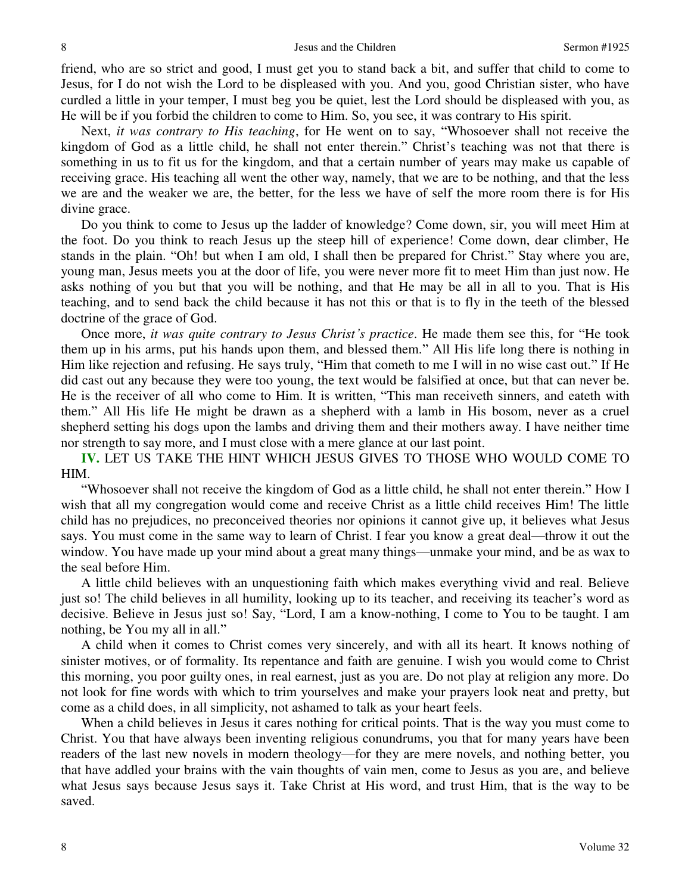friend, who are so strict and good, I must get you to stand back a bit, and suffer that child to come to Jesus, for I do not wish the Lord to be displeased with you. And you, good Christian sister, who have curdled a little in your temper, I must beg you be quiet, lest the Lord should be displeased with you, as He will be if you forbid the children to come to Him. So, you see, it was contrary to His spirit.

Next, *it was contrary to His teaching*, for He went on to say, "Whosoever shall not receive the kingdom of God as a little child, he shall not enter therein." Christ's teaching was not that there is something in us to fit us for the kingdom, and that a certain number of years may make us capable of receiving grace. His teaching all went the other way, namely, that we are to be nothing, and that the less we are and the weaker we are, the better, for the less we have of self the more room there is for His divine grace.

Do you think to come to Jesus up the ladder of knowledge? Come down, sir, you will meet Him at the foot. Do you think to reach Jesus up the steep hill of experience! Come down, dear climber, He stands in the plain. "Oh! but when I am old, I shall then be prepared for Christ." Stay where you are, young man, Jesus meets you at the door of life, you were never more fit to meet Him than just now. He asks nothing of you but that you will be nothing, and that He may be all in all to you. That is His teaching, and to send back the child because it has not this or that is to fly in the teeth of the blessed doctrine of the grace of God.

Once more, *it was quite contrary to Jesus Christ's practice*. He made them see this, for "He took them up in his arms, put his hands upon them, and blessed them." All His life long there is nothing in Him like rejection and refusing. He says truly, "Him that cometh to me I will in no wise cast out." If He did cast out any because they were too young, the text would be falsified at once, but that can never be. He is the receiver of all who come to Him. It is written, "This man receiveth sinners, and eateth with them." All His life He might be drawn as a shepherd with a lamb in His bosom, never as a cruel shepherd setting his dogs upon the lambs and driving them and their mothers away. I have neither time nor strength to say more, and I must close with a mere glance at our last point.

**IV.** LET US TAKE THE HINT WHICH JESUS GIVES TO THOSE WHO WOULD COME TO HIM.

"Whosoever shall not receive the kingdom of God as a little child, he shall not enter therein." How I wish that all my congregation would come and receive Christ as a little child receives Him! The little child has no prejudices, no preconceived theories nor opinions it cannot give up, it believes what Jesus says. You must come in the same way to learn of Christ. I fear you know a great deal—throw it out the window. You have made up your mind about a great many things—unmake your mind, and be as wax to the seal before Him.

A little child believes with an unquestioning faith which makes everything vivid and real. Believe just so! The child believes in all humility, looking up to its teacher, and receiving its teacher's word as decisive. Believe in Jesus just so! Say, "Lord, I am a know-nothing, I come to You to be taught. I am nothing, be You my all in all."

A child when it comes to Christ comes very sincerely, and with all its heart. It knows nothing of sinister motives, or of formality. Its repentance and faith are genuine. I wish you would come to Christ this morning, you poor guilty ones, in real earnest, just as you are. Do not play at religion any more. Do not look for fine words with which to trim yourselves and make your prayers look neat and pretty, but come as a child does, in all simplicity, not ashamed to talk as your heart feels.

When a child believes in Jesus it cares nothing for critical points. That is the way you must come to Christ. You that have always been inventing religious conundrums, you that for many years have been readers of the last new novels in modern theology—for they are mere novels, and nothing better, you that have addled your brains with the vain thoughts of vain men, come to Jesus as you are, and believe what Jesus says because Jesus says it. Take Christ at His word, and trust Him, that is the way to be saved.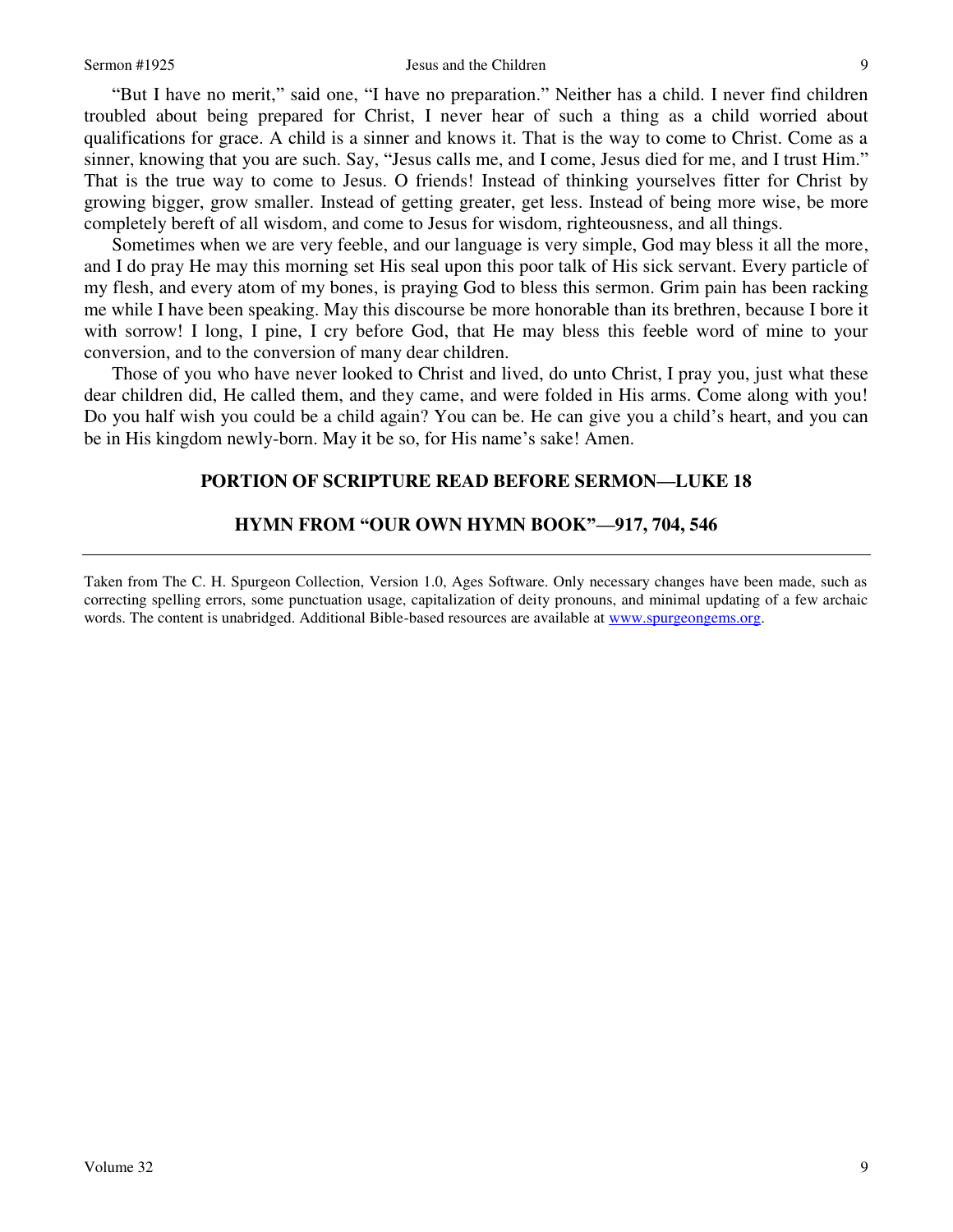"But I have no merit," said one, "I have no preparation." Neither has a child. I never find children troubled about being prepared for Christ, I never hear of such a thing as a child worried about qualifications for grace. A child is a sinner and knows it. That is the way to come to Christ. Come as a sinner, knowing that you are such. Say, "Jesus calls me, and I come, Jesus died for me, and I trust Him." That is the true way to come to Jesus. O friends! Instead of thinking yourselves fitter for Christ by growing bigger, grow smaller. Instead of getting greater, get less. Instead of being more wise, be more completely bereft of all wisdom, and come to Jesus for wisdom, righteousness, and all things.

Sometimes when we are very feeble, and our language is very simple, God may bless it all the more, and I do pray He may this morning set His seal upon this poor talk of His sick servant. Every particle of my flesh, and every atom of my bones, is praying God to bless this sermon. Grim pain has been racking me while I have been speaking. May this discourse be more honorable than its brethren, because I bore it with sorrow! I long, I pine, I cry before God, that He may bless this feeble word of mine to your conversion, and to the conversion of many dear children.

Those of you who have never looked to Christ and lived, do unto Christ, I pray you, just what these dear children did, He called them, and they came, and were folded in His arms. Come along with you! Do you half wish you could be a child again? You can be. He can give you a child's heart, and you can be in His kingdom newly-born. May it be so, for His name's sake! Amen.

## PORTION OF SCRIPTURE READ BEFORE SERMON—LUKE 18

## HYMN FROM "OUR OWN HYMN BOOK"—917, 704, 546

---

Taken from The C. H. Spurgeon Collection, Version 1.0, Ages Software. Only necessary changes have been made, such as correcting spelling errors, some punctuation usage, capitalization of deity pronouns, and minimal updating of a few archaic words. The content is unabridged. Additional Bible-based resources are available at www.spurgeongems.org.